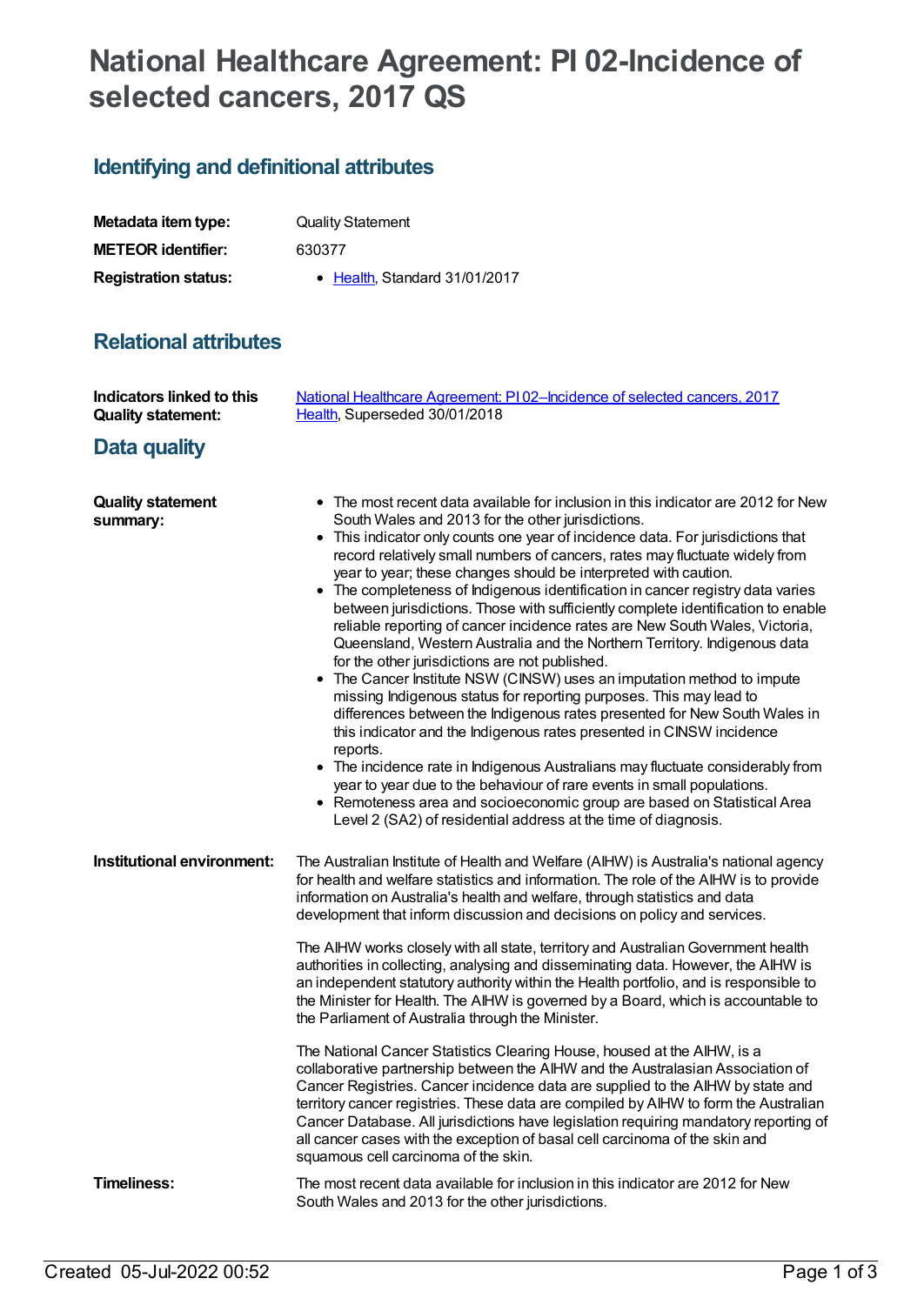# National Healthcare Agreement: PI 02-Incidence of selected cancers, 2017 QS

## Identifying and definitional attributes

| | |
|---|---|
| **Metadata item type:** | Quality Statement |
| **METEOR identifier:** | 630377 |
| **Registration status:** | • Health, Standard 31/01/2017 |

## Relational attributes

| | |
|---|---|
| **Indicators linked to this Quality statement:** | National Healthcare Agreement: PI 02–Incidence of selected cancers, 2017 Health, Superseded 30/01/2018 |

## Data quality

**Quality statement summary:**

- The most recent data available for inclusion in this indicator are 2012 for New South Wales and 2013 for the other jurisdictions.
- This indicator only counts one year of incidence data. For jurisdictions that record relatively small numbers of cancers, rates may fluctuate widely from year to year; these changes should be interpreted with caution.
- The completeness of Indigenous identification in cancer registry data varies between jurisdictions. Those with sufficiently complete identification to enable reliable reporting of cancer incidence rates are New South Wales, Victoria, Queensland, Western Australia and the Northern Territory. Indigenous data for the other jurisdictions are not published.
- The Cancer Institute NSW (CINSW) uses an imputation method to impute missing Indigenous status for reporting purposes. This may lead to differences between the Indigenous rates presented for New South Wales in this indicator and the Indigenous rates presented in CINSW incidence reports.
- The incidence rate in Indigenous Australians may fluctuate considerably from year to year due to the behaviour of rare events in small populations.
- Remoteness area and socioeconomic group are based on Statistical Area Level 2 (SA2) of residential address at the time of diagnosis.

**Institutional environment:**

The Australian Institute of Health and Welfare (AIHW) is Australia's national agency for health and welfare statistics and information. The role of the AIHW is to provide information on Australia's health and welfare, through statistics and data development that inform discussion and decisions on policy and services.

The AIHW works closely with all state, territory and Australian Government health authorities in collecting, analysing and disseminating data. However, the AIHW is an independent statutory authority within the Health portfolio, and is responsible to the Minister for Health. The AIHW is governed by a Board, which is accountable to the Parliament of Australia through the Minister.

The National Cancer Statistics Clearing House, housed at the AIHW, is a collaborative partnership between the AIHW and the Australasian Association of Cancer Registries. Cancer incidence data are supplied to the AIHW by state and territory cancer registries. These data are compiled by AIHW to form the Australian Cancer Database. All jurisdictions have legislation requiring mandatory reporting of all cancer cases with the exception of basal cell carcinoma of the skin and squamous cell carcinoma of the skin.

**Timeliness:**

The most recent data available for inclusion in this indicator are 2012 for New South Wales and 2013 for the other jurisdictions.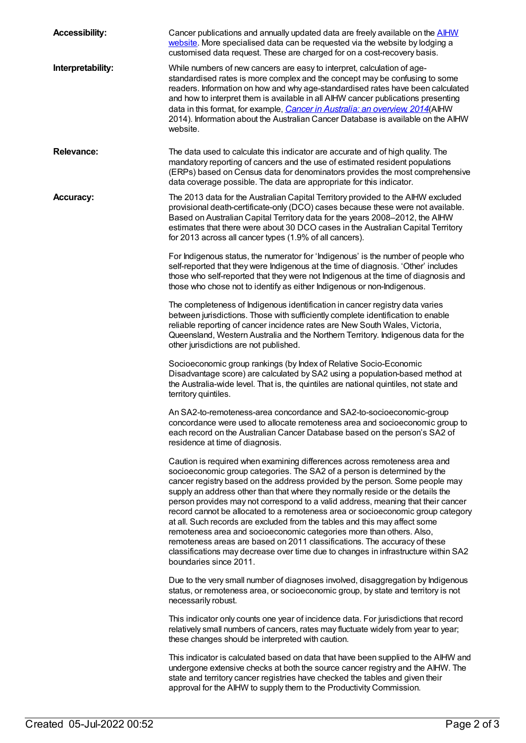**Accessibility:** Cancer publications and annually updated data are freely available on the AIHW website. More specialised data can be requested via the website by lodging a customised data request. These are charged for on a cost-recovery basis.

**Interpretability:** While numbers of new cancers are easy to interpret, calculation of age-standardised rates is more complex and the concept may be confusing to some readers. Information on how and why age-standardised rates have been calculated and how to interpret them is available in all AIHW cancer publications presenting data in this format, for example, *Cancer in Australia: an overview, 2014* (AIHW 2014). Information about the Australian Cancer Database is available on the AIHW website.

**Relevance:** The data used to calculate this indicator are accurate and of high quality. The mandatory reporting of cancers and the use of estimated resident populations (ERPs) based on Census data for denominators provides the most comprehensive data coverage possible. The data are appropriate for this indicator.

**Accuracy:** The 2013 data for the Australian Capital Territory provided to the AIHW excluded provisional death-certificate-only (DCO) cases because these were not available. Based on Australian Capital Territory data for the years 2008–2012, the AIHW estimates that there were about 30 DCO cases in the Australian Capital Territory for 2013 across all cancer types (1.9% of all cancers).

For Indigenous status, the numerator for 'Indigenous' is the number of people who self-reported that they were Indigenous at the time of diagnosis. 'Other' includes those who self-reported that they were not Indigenous at the time of diagnosis and those who chose not to identify as either Indigenous or non-Indigenous.

The completeness of Indigenous identification in cancer registry data varies between jurisdictions. Those with sufficiently complete identification to enable reliable reporting of cancer incidence rates are New South Wales, Victoria, Queensland, Western Australia and the Northern Territory. Indigenous data for the other jurisdictions are not published.

Socioeconomic group rankings (by Index of Relative Socio-Economic Disadvantage score) are calculated by SA2 using a population-based method at the Australia-wide level. That is, the quintiles are national quintiles, not state and territory quintiles.

An SA2-to-remoteness-area concordance and SA2-to-socioeconomic-group concordance were used to allocate remoteness area and socioeconomic group to each record on the Australian Cancer Database based on the person's SA2 of residence at time of diagnosis.

Caution is required when examining differences across remoteness area and socioeconomic group categories. The SA2 of a person is determined by the cancer registry based on the address provided by the person. Some people may supply an address other than that where they normally reside or the details the person provides may not correspond to a valid address, meaning that their cancer record cannot be allocated to a remoteness area or socioeconomic group category at all. Such records are excluded from the tables and this may affect some remoteness area and socioeconomic categories more than others. Also, remoteness areas are based on 2011 classifications. The accuracy of these classifications may decrease over time due to changes in infrastructure within SA2 boundaries since 2011.

Due to the very small number of diagnoses involved, disaggregation by Indigenous status, or remoteness area, or socioeconomic group, by state and territory is not necessarily robust.

This indicator only counts one year of incidence data. For jurisdictions that record relatively small numbers of cancers, rates may fluctuate widely from year to year; these changes should be interpreted with caution.

This indicator is calculated based on data that have been supplied to the AIHW and undergone extensive checks at both the source cancer registry and the AIHW. The state and territory cancer registries have checked the tables and given their approval for the AIHW to supply them to the Productivity Commission.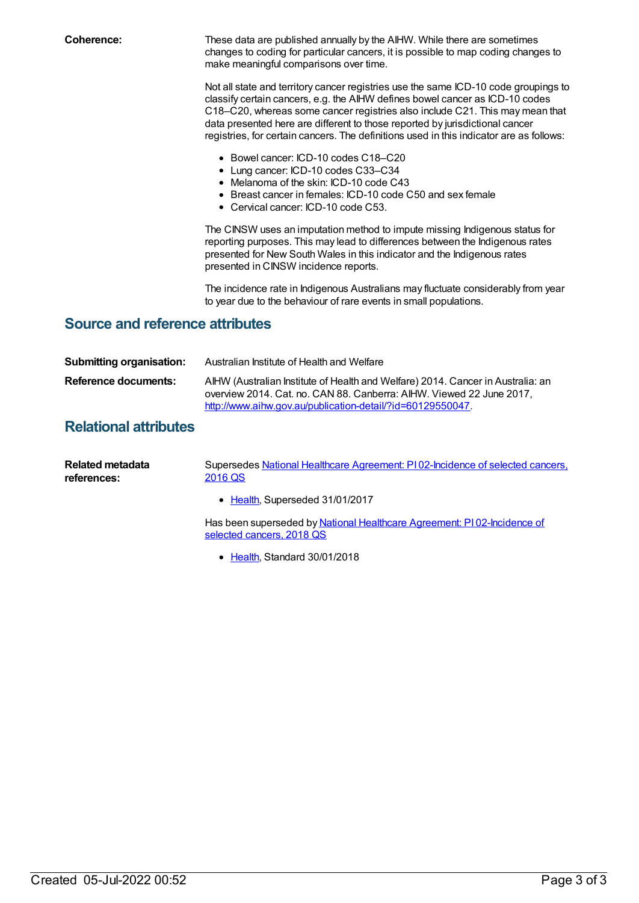**Coherence:** These data are published annually by the AIHW. While there are sometimes changes to coding for particular cancers, it is possible to map coding changes to make meaningful comparisons over time.

Not all state and territory cancer registries use the same ICD-10 code groupings to classify certain cancers, e.g. the AIHW defines bowel cancer as ICD-10 codes C18–C20, whereas some cancer registries also include C21. This may mean that data presented here are different to those reported by jurisdictional cancer registries, for certain cancers. The definitions used in this indicator are as follows:

- Bowel cancer: ICD-10 codes C18–C20
- Lung cancer: ICD-10 codes C33–C34
- Melanoma of the skin: ICD-10 code C43
- Breast cancer in females: ICD-10 code C50 and sex female
- Cervical cancer: ICD-10 code C53.

The CINSW uses an imputation method to impute missing Indigenous status for reporting purposes. This may lead to differences between the Indigenous rates presented for New South Wales in this indicator and the Indigenous rates presented in CINSW incidence reports.

The incidence rate in Indigenous Australians may fluctuate considerably from year to year due to the behaviour of rare events in small populations.

## Source and reference attributes

**Submitting organisation:** Australian Institute of Health and Welfare

**Reference documents:** AIHW (Australian Institute of Health and Welfare) 2014. Cancer in Australia: an overview 2014. Cat. no. CAN 88. Canberra: AIHW. Viewed 22 June 2017, http://www.aihw.gov.au/publication-detail/?id=60129550047.

## Relational attributes

**Related metadata references:** Supersedes National Healthcare Agreement: PI 02-Incidence of selected cancers, 2016 QS

- Health, Superseded 31/01/2017

Has been superseded by National Healthcare Agreement: PI 02-Incidence of selected cancers, 2018 QS

- Health, Standard 30/01/2018